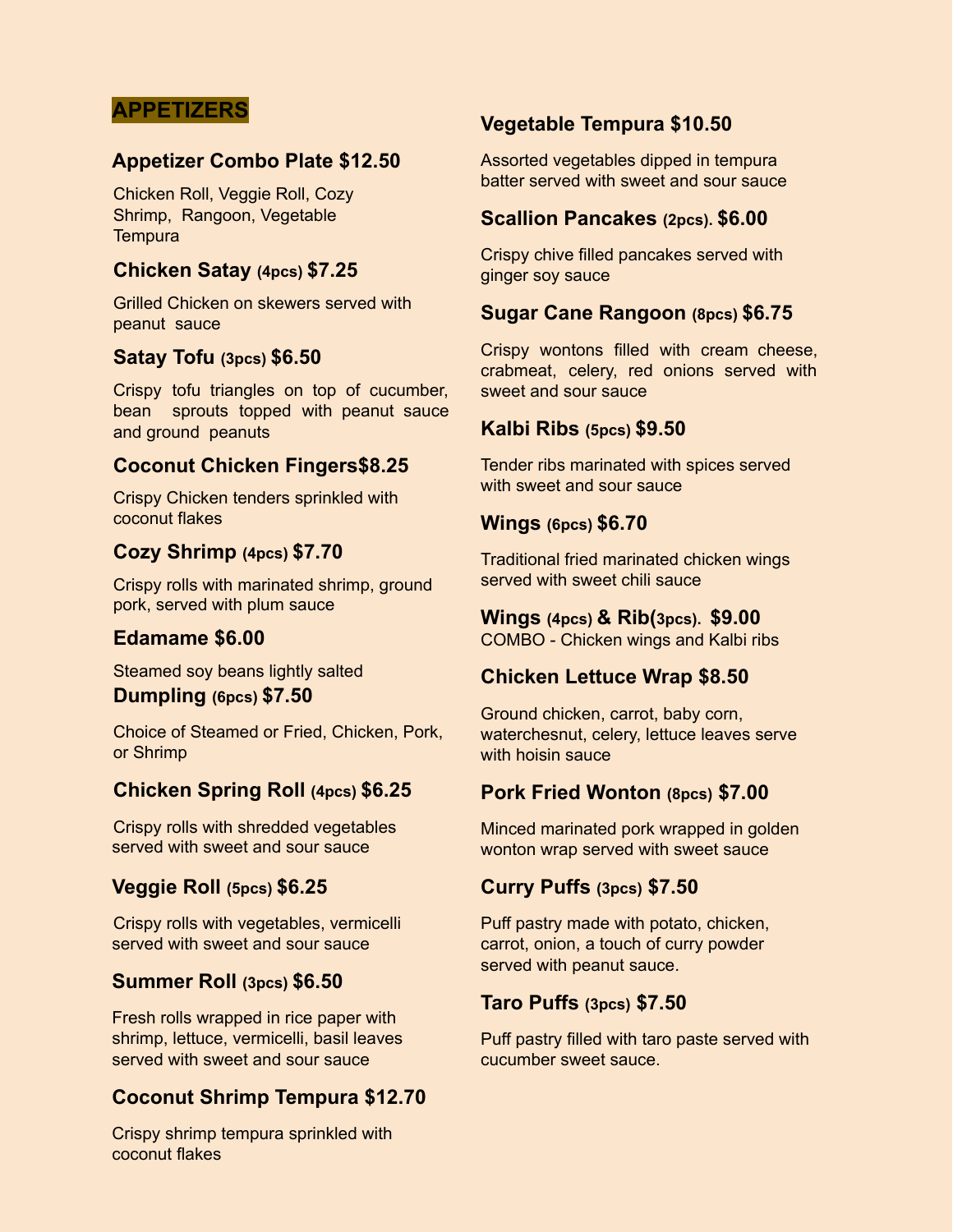## APPETIZERS

### Appetizer Combo Plate $12.50

Chicken Roll, Veggie Roll, Cozy Shrimp, Rangoon, Vegetable Tempura

### Chicken Satay (4pcs) $7.25

Grilled Chicken on skewers served with peanut sauce

### Satay Tofu (3pcs) $6.50

Crispy tofu triangles on top of cucumber, bean sprouts topped with peanut sauce and ground peanuts

### Coconut Chicken Fingers$8.25

Crispy Chicken tenders sprinkled with coconut flakes

### Cozy Shrimp (4pcs) $7.70

Crispy rolls with marinated shrimp, ground pork, served with plum sauce

### Edamame $6.00

Steamed soy beans lightly salted

### Dumpling (6pcs) $7.50

Choice of Steamed or Fried, Chicken, Pork, or Shrimp

### Chicken Spring Roll (4pcs) $6.25

Crispy rolls with shredded vegetables served with sweet and sour sauce

### Veggie Roll (5pcs) $6.25

Crispy rolls with vegetables, vermicelli served with sweet and sour sauce

### Summer Roll (3pcs) $6.50

Fresh rolls wrapped in rice paper with shrimp, lettuce, vermicelli, basil leaves served with sweet and sour sauce

### Coconut Shrimp Tempura $12.70

Crispy shrimp tempura sprinkled with coconut flakes

### Vegetable Tempura $10.50

Assorted vegetables dipped in tempura batter served with sweet and sour sauce

### Scallion Pancakes (2pcs). $6.00

Crispy chive filled pancakes served with ginger soy sauce

### Sugar Cane Rangoon (8pcs) $6.75

Crispy wontons filled with cream cheese, crabmeat, celery, red onions served with sweet and sour sauce

### Kalbi Ribs (5pcs) $9.50

Tender ribs marinated with spices served with sweet and sour sauce

### Wings (6pcs) $6.70

Traditional fried marinated chicken wings served with sweet chili sauce

### Wings (4pcs) & Rib(3pcs). $9.00

COMBO - Chicken wings and Kalbi ribs

### Chicken Lettuce Wrap $8.50

Ground chicken, carrot, baby corn, waterchesnut, celery, lettuce leaves serve with hoisin sauce

### Pork Fried Wonton (8pcs) $7.00

Minced marinated pork wrapped in golden wonton wrap served with sweet sauce

### Curry Puffs (3pcs) $7.50

Puff pastry made with potato, chicken, carrot, onion, a touch of curry powder served with peanut sauce.

### Taro Puffs (3pcs) $7.50

Puff pastry filled with taro paste served with cucumber sweet sauce.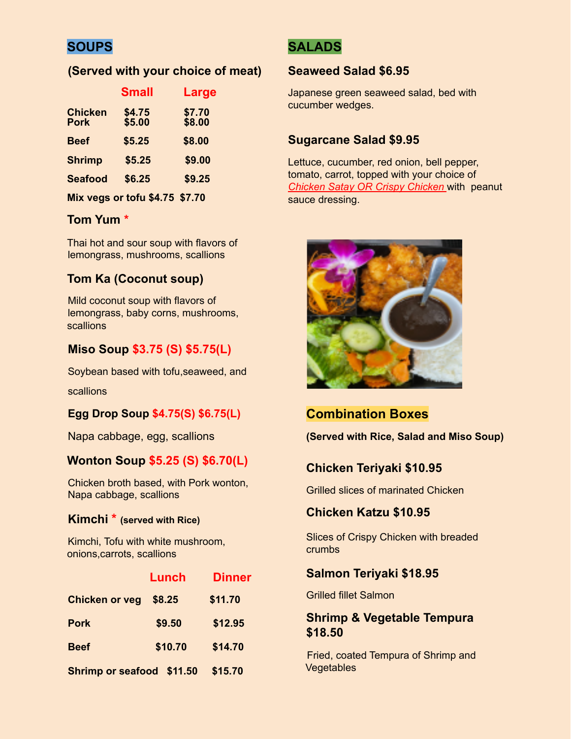## SOUPS

**(Served with your choice of meat)**

| | Small | Large |
|---|---|---|
| **Chicken** | $4.75 | $7.70 |
| **Pork** | $5.00 | $8.00 |
| **Beef** | $5.25 | $8.00 |
| **Shrimp** | $5.25 | $9.00 |
| **Seafood** | $6.25 | $9.25 |
| **Mix vegs or tofu** | $4.75 | $7.70 |

### Tom Yum *

Thai hot and sour soup with flavors of lemongrass, mushrooms, scallions

### Tom Ka (Coconut soup)

Mild coconut soup with flavors of lemongrass, baby corns, mushrooms, scallions

### Miso Soup $3.75 (S) $5.75(L)

Soybean based with tofu,seaweed, and scallions

### Egg Drop Soup $4.75(S) $6.75(L)

Napa cabbage, egg, scallions

### Wonton Soup $5.25 (S) $6.70(L)

Chicken broth based, with Pork wonton, Napa cabbage, scallions

### Kimchi * (served with Rice)

Kimchi, Tofu with white mushroom, onions,carrots, scallions

| | Lunch | Dinner |
|---|---|---|
| **Chicken or veg** | $8.25 | $11.70 |
| **Pork** | $9.50 | $12.95 |
| **Beef** | $10.70 | $14.70 |
| **Shrimp or seafood** | $11.50 | $15.70 |

## SALADS

### Seaweed Salad $6.95

Japanese green seaweed salad, bed with cucumber wedges.

### Sugarcane Salad $9.95

Lettuce, cucumber, red onion, bell pepper, tomato, carrot, topped with your choice of *Chicken Satay OR Crispy Chicken* with peanut sauce dressing.

## Combination Boxes

**(Served with Rice, Salad and Miso Soup)**

### Chicken Teriyaki $10.95

Grilled slices of marinated Chicken

### Chicken Katzu $10.95

Slices of Crispy Chicken with breaded crumbs

### Salmon Teriyaki $18.95

Grilled fillet Salmon

### Shrimp & Vegetable Tempura $18.50

Fried, coated Tempura of Shrimp and Vegetables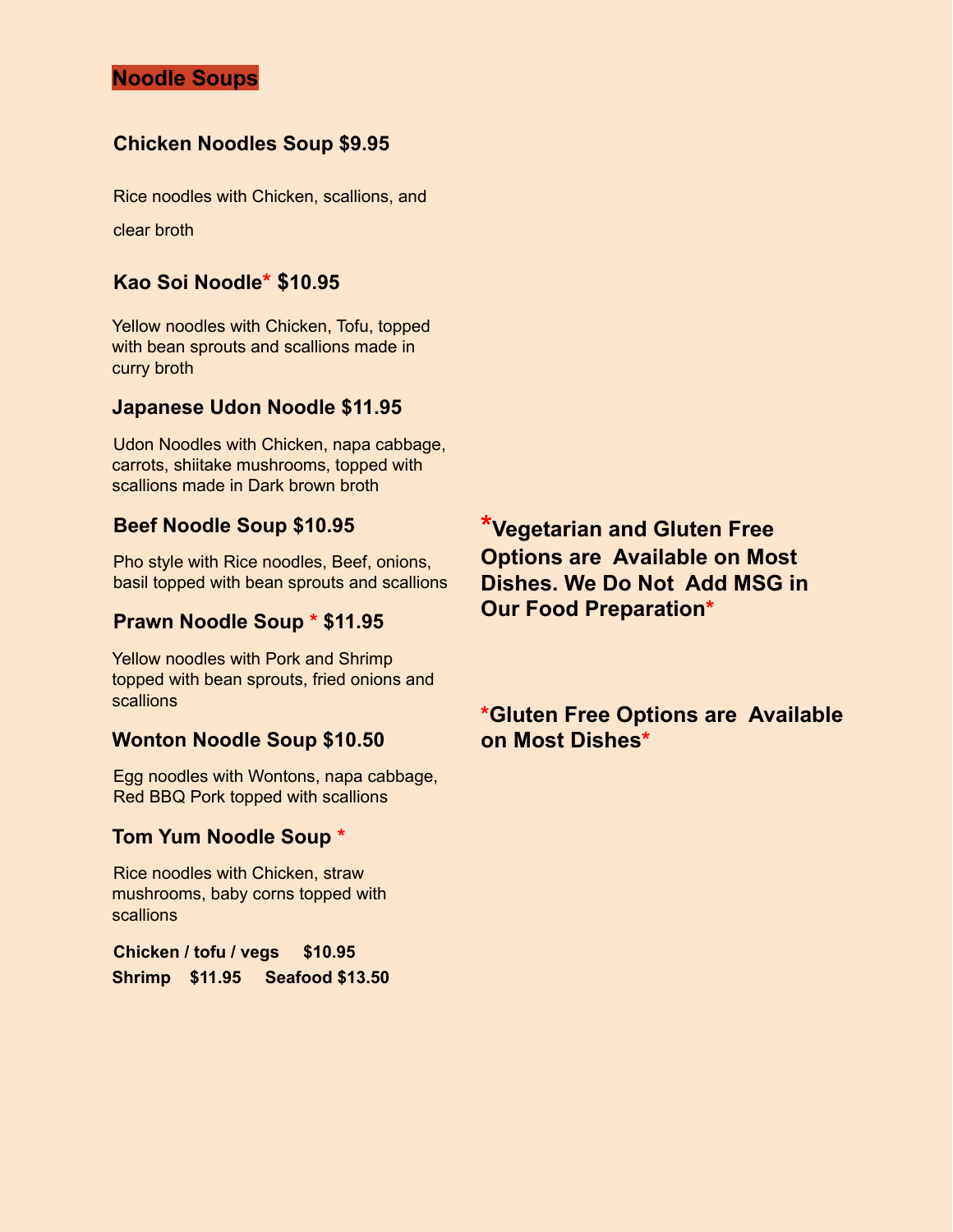## Noodle Soups

### Chicken Noodles Soup $9.95

Rice noodles with Chicken, scallions, and clear broth

### Kao Soi Noodle* $10.95

Yellow noodles with Chicken, Tofu, topped with bean sprouts and scallions made in curry broth

### Japanese Udon Noodle $11.95

Udon Noodles with Chicken, napa cabbage, carrots, shiitake mushrooms, topped with scallions made in Dark brown broth

### Beef Noodle Soup $10.95

Pho style with Rice noodles, Beef, onions, basil topped with bean sprouts and scallions

### Prawn Noodle Soup * $11.95

Yellow noodles with Pork and Shrimp topped with bean sprouts, fried onions and scallions

### Wonton Noodle Soup $10.50

Egg noodles with Wontons, napa cabbage, Red BBQ Pork topped with scallions

### Tom Yum Noodle Soup *

Rice noodles with Chicken, straw mushrooms, baby corns topped with scallions

**Chicken / tofu / vegs $10.95**
**Shrimp $11.95 Seafood $13.50**

**\*Vegetarian and Gluten Free Options are Available on Most Dishes. We Do Not Add MSG in Our Food Preparation\***

**\*Gluten Free Options are Available on Most Dishes\***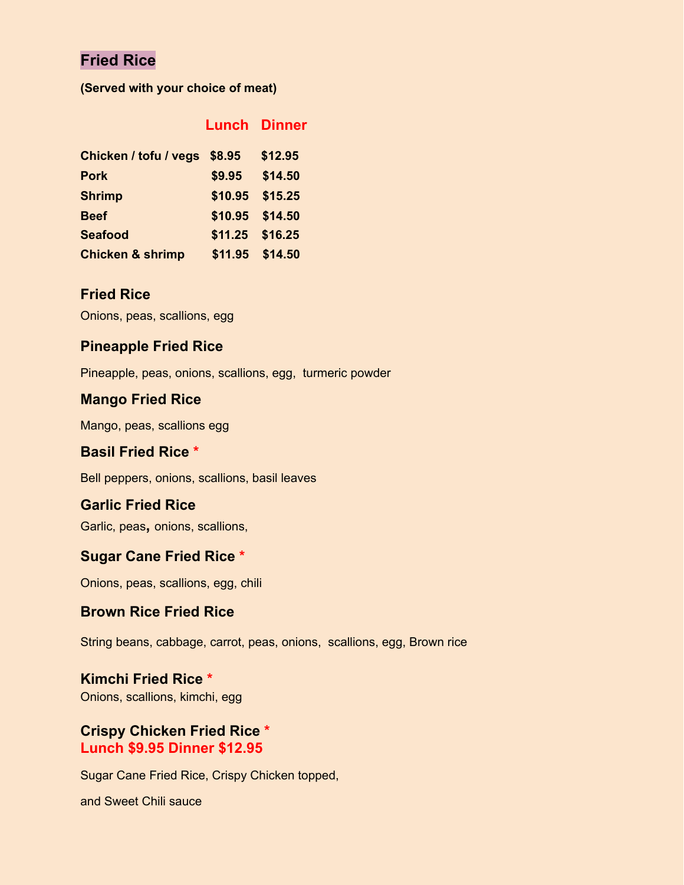## Fried Rice

**(Served with your choice of meat)**

| | Lunch | Dinner |
|---|---|---|
| **Chicken / tofu / vegs** | **$8.95** | **$12.95** |
| **Pork** | **$9.95** | **$14.50** |
| **Shrimp** | **$10.95** | **$15.25** |
| **Beef** | **$10.95** | **$14.50** |
| **Seafood** | **$11.25** | **$16.25** |
| **Chicken & shrimp** | **$11.95** | **$14.50** |

### Fried Rice

Onions, peas, scallions, egg

### Pineapple Fried Rice

Pineapple, peas, onions, scallions, egg, turmeric powder

### Mango Fried Rice

Mango, peas, scallions egg

### Basil Fried Rice *

Bell peppers, onions, scallions, basil leaves

### Garlic Fried Rice

Garlic, peas, onions, scallions,

### Sugar Cane Fried Rice *

Onions, peas, scallions, egg, chili

### Brown Rice Fried Rice

String beans, cabbage, carrot, peas, onions, scallions, egg, Brown rice

### Kimchi Fried Rice *

Onions, scallions, kimchi, egg

### Crispy Chicken Fried Rice *

**Lunch $9.95 Dinner $12.95**

Sugar Cane Fried Rice, Crispy Chicken topped,

and Sweet Chili sauce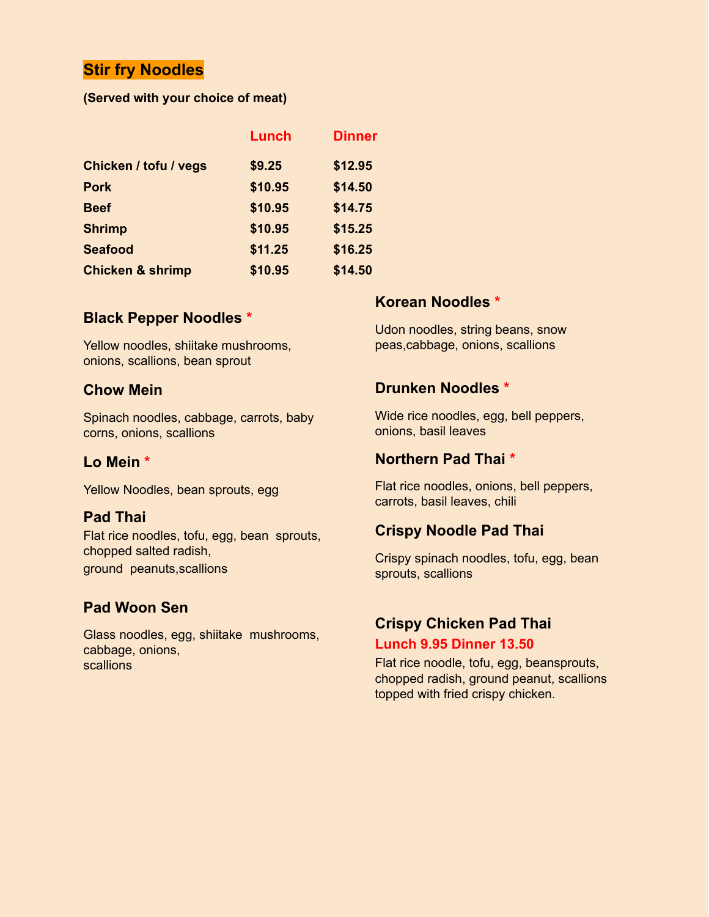## Stir fry Noodles

**(Served with your choice of meat)**

| | Lunch | Dinner |
|---|---|---|
| **Chicken / tofu / vegs** | **$9.25** | **$12.95** |
| **Pork** | **$10.95** | **$14.50** |
| **Beef** | **$10.95** | **$14.75** |
| **Shrimp** | **$10.95** | **$15.25** |
| **Seafood** | **$11.25** | **$16.25** |
| **Chicken & shrimp** | **$10.95** | **$14.50** |

### Black Pepper Noodles *

Yellow noodles, shiitake mushrooms, onions, scallions, bean sprout

### Chow Mein

Spinach noodles, cabbage, carrots, baby corns, onions, scallions

### Lo Mein *

Yellow Noodles, bean sprouts, egg

### Pad Thai

Flat rice noodles, tofu, egg, bean sprouts, chopped salted radish, ground peanuts,scallions

### Pad Woon Sen

Glass noodles, egg, shiitake mushrooms, cabbage, onions, scallions

### Korean Noodles *

Udon noodles, string beans, snow peas,cabbage, onions, scallions

### Drunken Noodles *

Wide rice noodles, egg, bell peppers, onions, basil leaves

### Northern Pad Thai *

Flat rice noodles, onions, bell peppers, carrots, basil leaves, chili

### Crispy Noodle Pad Thai

Crispy spinach noodles, tofu, egg, bean sprouts, scallions

### Crispy Chicken Pad Thai

**Lunch 9.95 Dinner 13.50**

Flat rice noodle, tofu, egg, beansprouts, chopped radish, ground peanut, scallions topped with fried crispy chicken.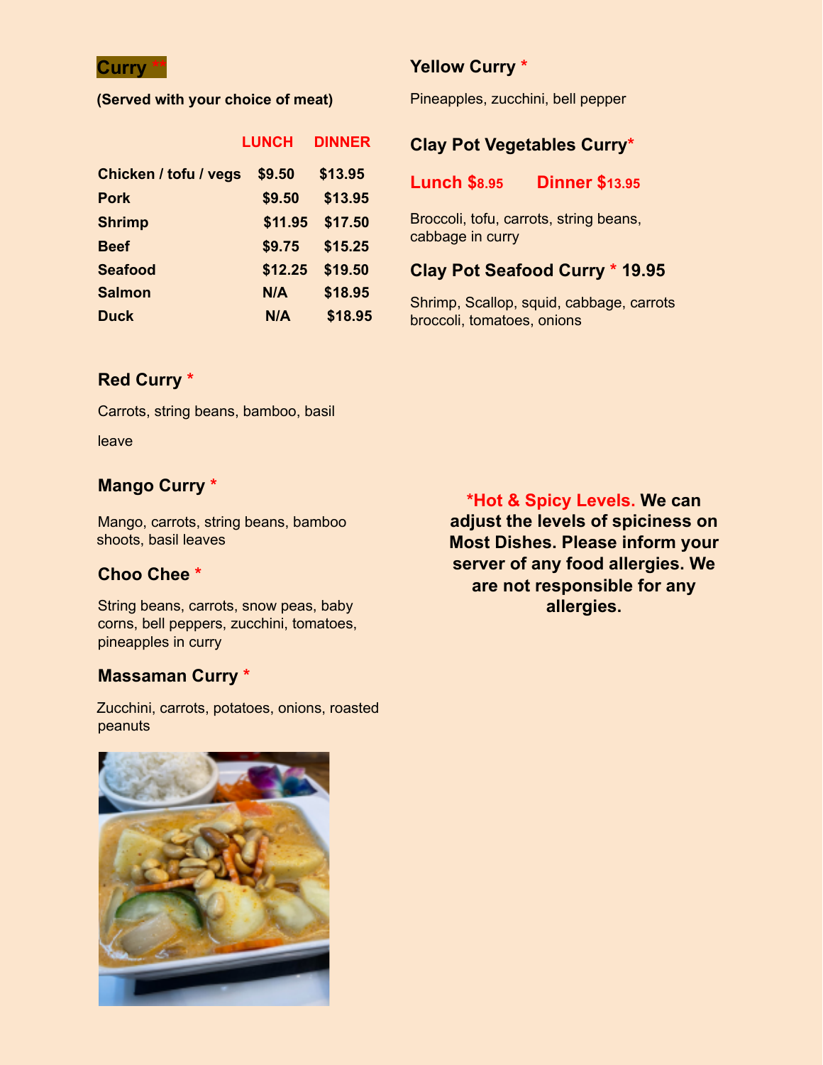## Curry **

**(Served with your choice of meat)**

| | LUNCH | DINNER |
|---|---|---|
| **Chicken / tofu / vegs** | $9.50 | $13.95 |
| **Pork** | $9.50 | $13.95 |
| **Shrimp** | $11.95 | $17.50 |
| **Beef** | $9.75 | $15.25 |
| **Seafood** | $12.25 | $19.50 |
| **Salmon** | N/A | $18.95 |
| **Duck** | N/A | $18.95 |

### Red Curry *

Carrots, string beans, bamboo, basil leave

### Mango Curry *

Mango, carrots, string beans, bamboo shoots, basil leaves

### Choo Chee *

String beans, carrots, snow peas, baby corns, bell peppers, zucchini, tomatoes, pineapples in curry

### Massaman Curry *

Zucchini, carrots, potatoes, onions, roasted peanuts

### Yellow Curry *

Pineapples, zucchini, bell pepper

### Clay Pot Vegetables Curry*

**Lunch $8.95    Dinner $13.95**

Broccoli, tofu, carrots, string beans, cabbage in curry

### Clay Pot Seafood Curry * 19.95

Shrimp, Scallop, squid, cabbage, carrots broccoli, tomatoes, onions

***Hot & Spicy Levels.** We can adjust the levels of spiciness on Most Dishes. Please inform your server of any food allergies. We are not responsible for any allergies.*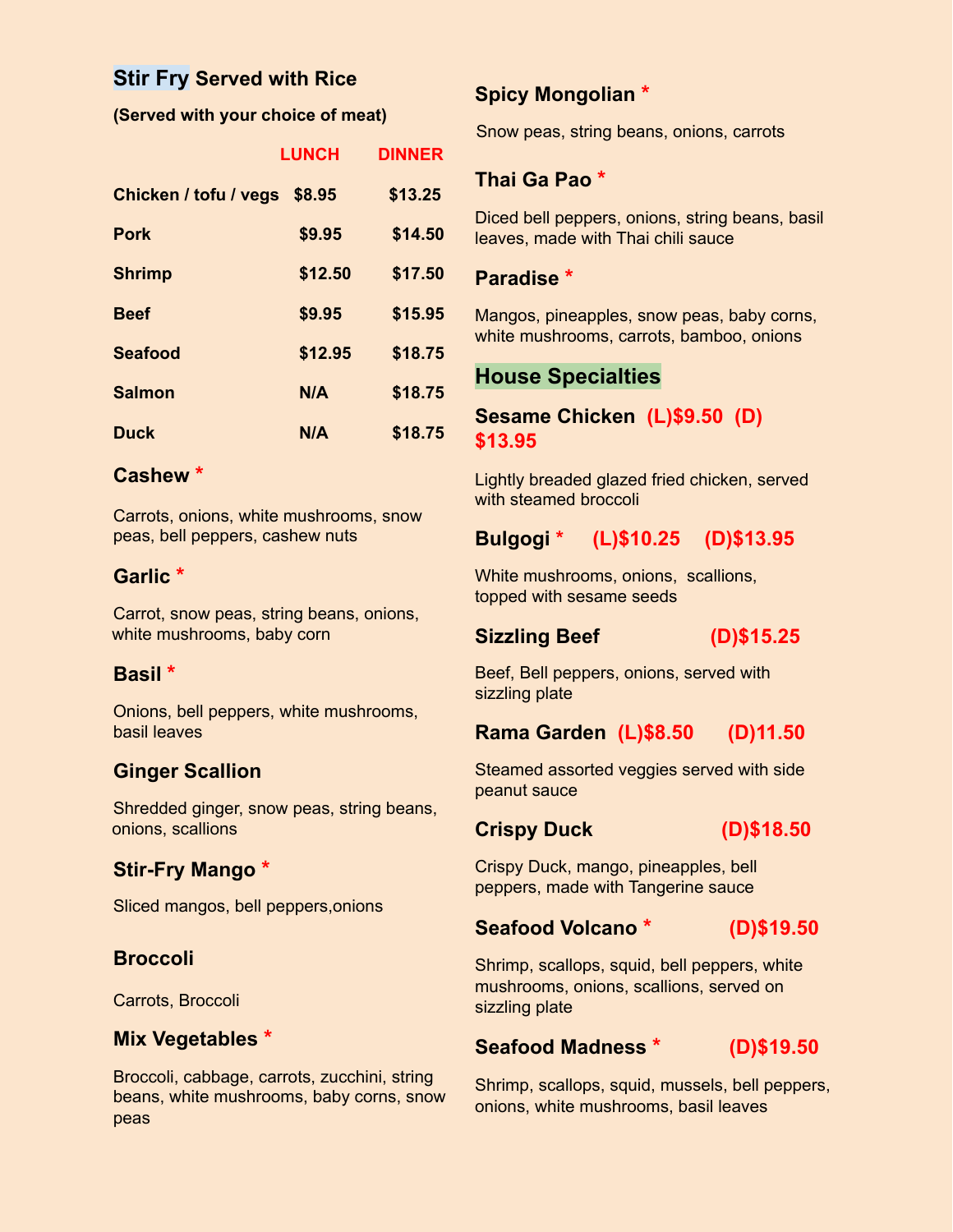## Stir Fry Served with Rice

**(Served with your choice of meat)**

| | LUNCH | DINNER |
|---|---|---|
| **Chicken / tofu / vegs** | $8.95 | $13.25 |
| **Pork** | $9.95 | $14.50 |
| **Shrimp** | $12.50 | $17.50 |
| **Beef** | $9.95 | $15.95 |
| **Seafood** | $12.95 | $18.75 |
| **Salmon** | N/A | $18.75 |
| **Duck** | N/A | $18.75 |

### Cashew *

Carrots, onions, white mushrooms, snow peas, bell peppers, cashew nuts

### Garlic *

Carrot, snow peas, string beans, onions, white mushrooms, baby corn

### Basil *

Onions, bell peppers, white mushrooms, basil leaves

### Ginger Scallion

Shredded ginger, snow peas, string beans, onions, scallions

### Stir-Fry Mango *

Sliced mangos, bell peppers,onions

### Broccoli

Carrots, Broccoli

### Mix Vegetables *

Broccoli, cabbage, carrots, zucchini, string beans, white mushrooms, baby corns, snow peas

### Spicy Mongolian *

Snow peas, string beans, onions, carrots

### Thai Ga Pao *

Diced bell peppers, onions, string beans, basil leaves, made with Thai chili sauce

### Paradise *

Mangos, pineapples, snow peas, baby corns, white mushrooms, carrots, bamboo, onions

## House Specialties

### Sesame Chicken (L)$9.50 (D) $13.95

Lightly breaded glazed fried chicken, served with steamed broccoli

### Bulgogi * (L)$10.25 (D)$13.95

White mushrooms, onions, scallions, topped with sesame seeds

### Sizzling Beef (D)$15.25

Beef, Bell peppers, onions, served with sizzling plate

### Rama Garden (L)$8.50 (D)11.50

Steamed assorted veggies served with side peanut sauce

### Crispy Duck (D)$18.50

Crispy Duck, mango, pineapples, bell peppers, made with Tangerine sauce

### Seafood Volcano * (D)$19.50

Shrimp, scallops, squid, bell peppers, white mushrooms, onions, scallions, served on sizzling plate

### Seafood Madness * (D)$19.50

Shrimp, scallops, squid, mussels, bell peppers, onions, white mushrooms, basil leaves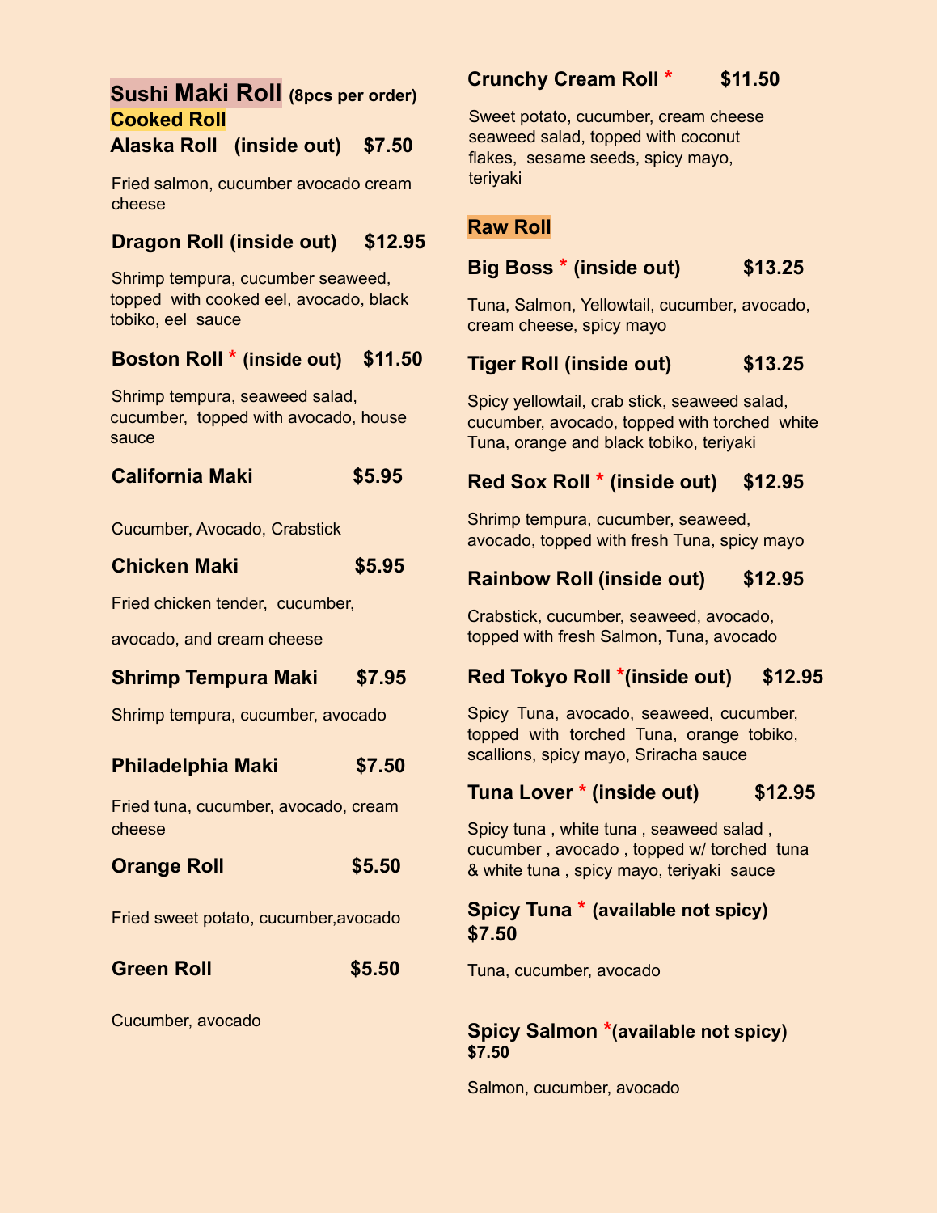## Sushi Maki Roll (8pcs per order)

### Cooked Roll

**Alaska Roll (inside out) $7.50**

Fried salmon, cucumber avocado cream cheese

**Dragon Roll (inside out) $12.95**

Shrimp tempura, cucumber seaweed, topped with cooked eel, avocado, black tobiko, eel sauce

**Boston Roll * (inside out) $11.50**

Shrimp tempura, seaweed salad, cucumber, topped with avocado, house sauce

**California Maki $5.95**

Cucumber, Avocado, Crabstick

**Chicken Maki $5.95**

Fried chicken tender, cucumber,

avocado, and cream cheese

**Shrimp Tempura Maki $7.95**

Shrimp tempura, cucumber, avocado

**Philadelphia Maki $7.50**

Fried tuna, cucumber, avocado, cream cheese

**Orange Roll $5.50**

Fried sweet potato, cucumber,avocado

**Green Roll $5.50**

Cucumber, avocado

**Crunchy Cream Roll * $11.50**

Sweet potato, cucumber, cream cheese seaweed salad, topped with coconut flakes, sesame seeds, spicy mayo, teriyaki

### Raw Roll

**Big Boss * (inside out) $13.25**

Tuna, Salmon, Yellowtail, cucumber, avocado, cream cheese, spicy mayo

**Tiger Roll (inside out) $13.25**

Spicy yellowtail, crab stick, seaweed salad, cucumber, avocado, topped with torched white Tuna, orange and black tobiko, teriyaki

**Red Sox Roll * (inside out) $12.95**

Shrimp tempura, cucumber, seaweed, avocado, topped with fresh Tuna, spicy mayo

**Rainbow Roll (inside out) $12.95**

Crabstick, cucumber, seaweed, avocado, topped with fresh Salmon, Tuna, avocado

**Red Tokyo Roll *(inside out) $12.95**

Spicy Tuna, avocado, seaweed, cucumber, topped with torched Tuna, orange tobiko, scallions, spicy mayo, Sriracha sauce

**Tuna Lover * (inside out) $12.95**

Spicy tuna , white tuna , seaweed salad , cucumber , avocado , topped w/ torched tuna & white tuna , spicy mayo, teriyaki sauce

**Spicy Tuna * (available not spicy) $7.50**

Tuna, cucumber, avocado

**Spicy Salmon *(available not spicy) $7.50**

Salmon, cucumber, avocado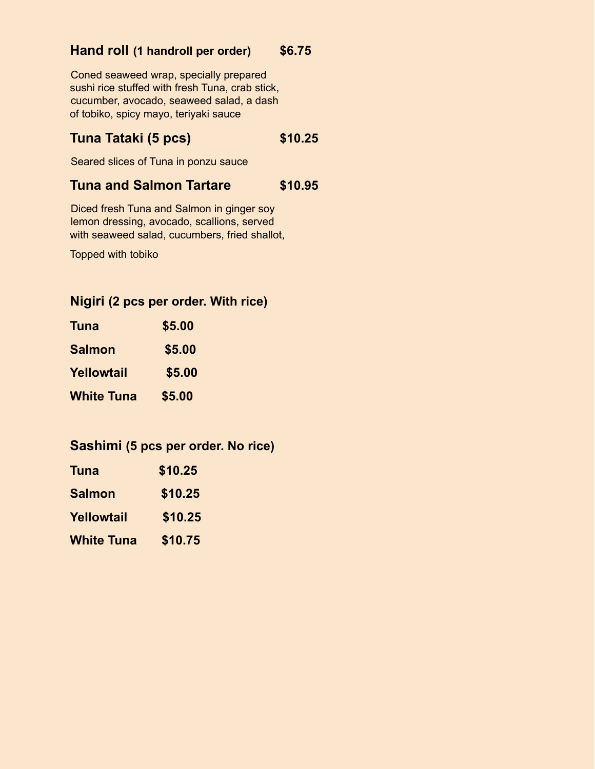### Hand roll (1 handroll per order) $6.75

Coned seaweed wrap, specially prepared sushi rice stuffed with fresh Tuna, crab stick, cucumber, avocado, seaweed salad, a dash of tobiko, spicy mayo, teriyaki sauce

### Tuna Tataki (5 pcs) $10.25

Seared slices of Tuna in ponzu sauce

### Tuna and Salmon Tartare $10.95

Diced fresh Tuna and Salmon in ginger soy lemon dressing, avocado, scallions, served with seaweed salad, cucumbers, fried shallot,

Topped with tobiko

### Nigiri (2 pcs per order. With rice)

| Item | Price |
|---|---|
| **Tuna** | **$5.00** |
| **Salmon** | **$5.00** |
| **Yellowtail** | **$5.00** |
| **White Tuna** | **$5.00** |

### Sashimi (5 pcs per order. No rice)

| Item | Price |
|---|---|
| **Tuna** | **$10.25** |
| **Salmon** | **$10.25** |
| **Yellowtail** | **$10.25** |
| **White Tuna** | **$10.75** |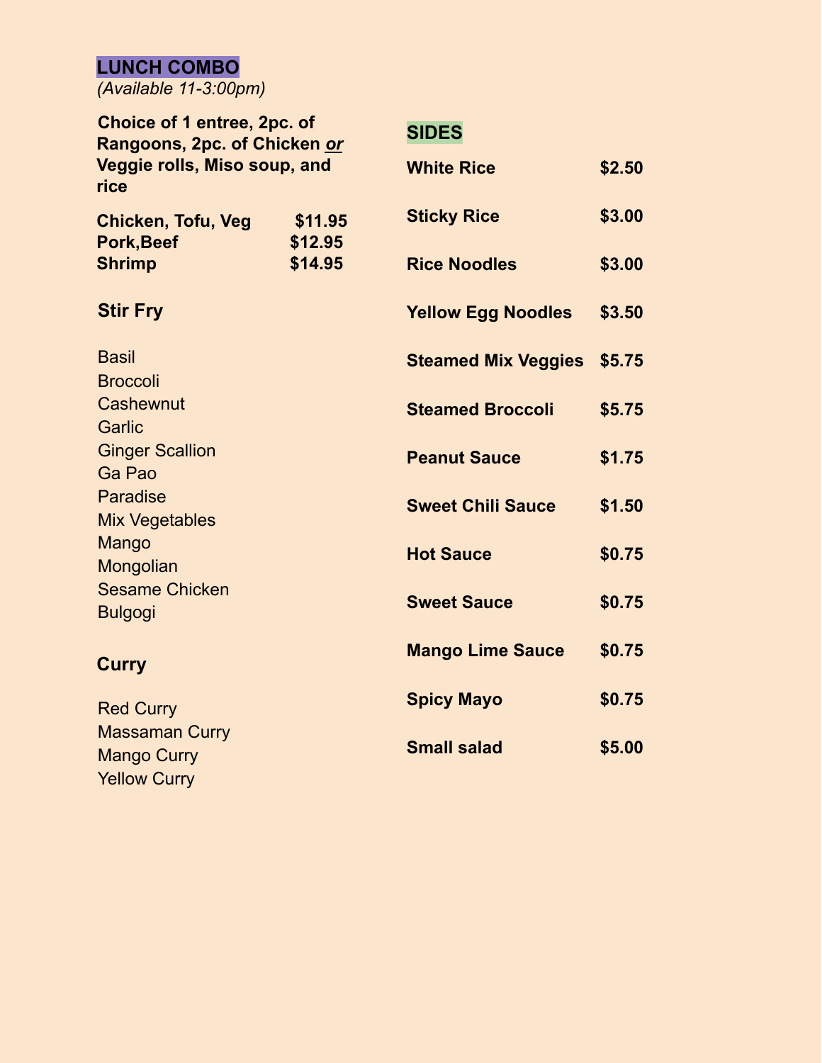## LUNCH COMBO

*(Available 11-3:00pm)*

**Choice of 1 entree, 2pc. of Rangoons, 2pc. of Chicken *or* Veggie rolls, Miso soup, and rice**

| | |
|---|---|
| **Chicken, Tofu, Veg** | **$11.95** |
| **Pork,Beef** | **$12.95** |
| **Shrimp** | **$14.95** |

### Stir Fry

Basil
Broccoli
Cashewnut
Garlic
Ginger Scallion
Ga Pao
Paradise
Mix Vegetables
Mango
Mongolian
Sesame Chicken
Bulgogi

### Curry

Red Curry
Massaman Curry
Mango Curry
Yellow Curry

## SIDES

| | |
|---|---|
| **White Rice** | **$2.50** |
| **Sticky Rice** | **$3.00** |
| **Rice Noodles** | **$3.00** |
| **Yellow Egg Noodles** | **$3.50** |
| **Steamed Mix Veggies** | **$5.75** |
| **Steamed Broccoli** | **$5.75** |
| **Peanut Sauce** | **$1.75** |
| **Sweet Chili Sauce** | **$1.50** |
| **Hot Sauce** | **$0.75** |
| **Sweet Sauce** | **$0.75** |
| **Mango Lime Sauce** | **$0.75** |
| **Spicy Mayo** | **$0.75** |
| **Small salad** | **$5.00** |